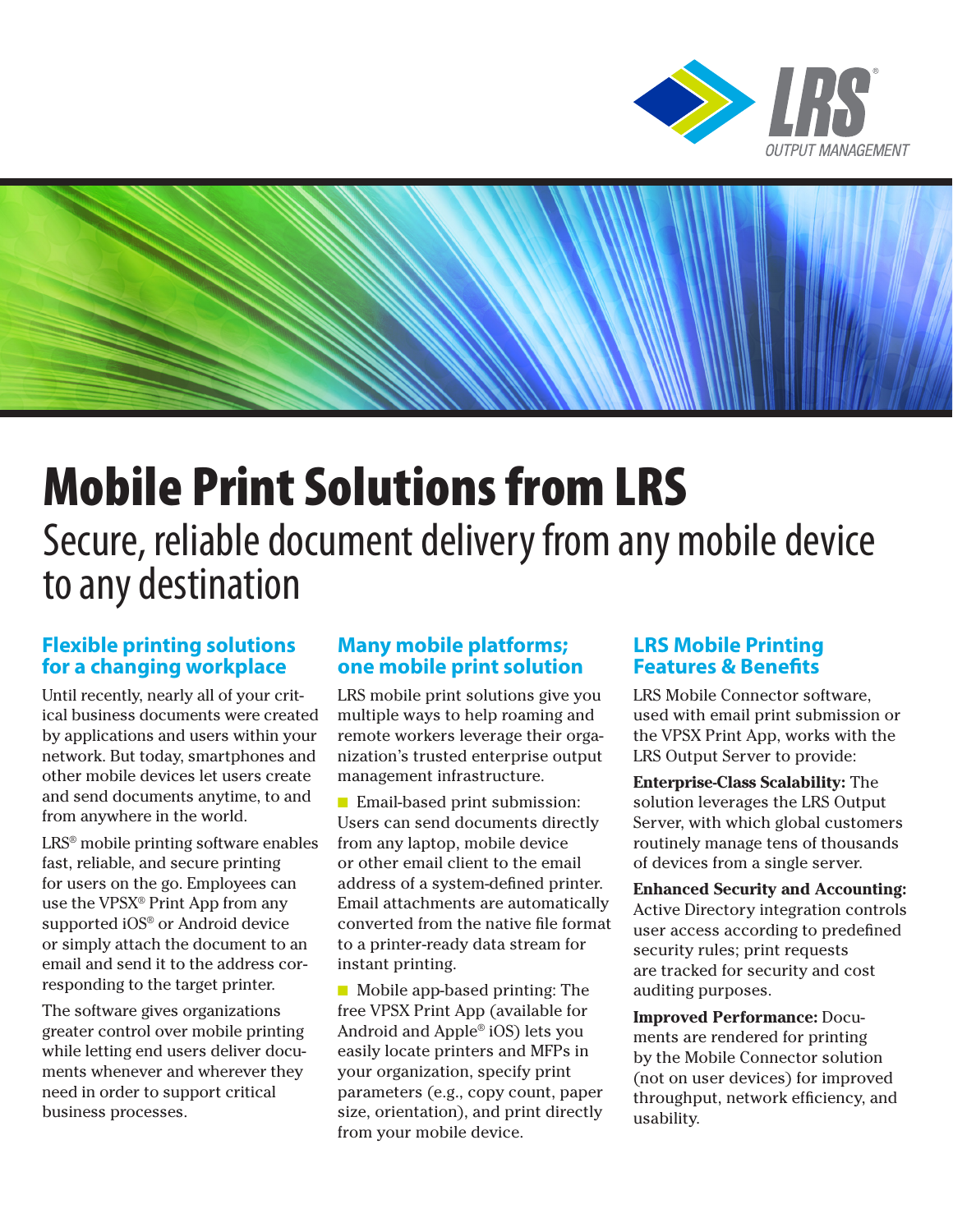# Mobile Print Solutions from LRS

Secure, reliable document delivery from any mobile device to any destination

## Flexible printing solutions for a changing workplace

Until recently, nearly all of your critical business documents were created by applications and users within your network. But today, smartphones and other mobile devices let users create and send documents anytime, to and from anywhere in the world.

LRS® mobile printing software enables fast, reliable, and secure printing for users on the go. Employees can use the VPSX® Print App from any supported iOS® or Android device or simply attach the document to an email and send it to the address corresponding to the target printer.

The software gives organizations greater control over mobile printing while letting end users deliver documents whenever and wherever they need in order to support critical business processes.

## Many mobile platforms; one mobile print solution

LRS mobile print solutions give you multiple ways to help roaming and remote workers leverage their organization's trusted enterprise output management infrastructure.

- Email-based print submission: Users can send documents directly from any laptop, mobile device or other email client to the email address of a system-defined printer. Email attachments are automatically converted from the native file format to a printer-ready data stream for instant printing.
- Mobile app-based printing: The free VPSX Print App (available for Android and Apple® iOS) lets you easily locate printers and MFPs in your organization, specify print parameters (e.g., copy count, paper size, orientation), and print directly from your mobile device.

## LRS Mobile Printing Features & Benefits

LRS Mobile Connector software, used with email print submission or the VPSX Print App, works with the LRS Output Server to provide:

**Enterprise-Class Scalability:** The solution leverages the LRS Output Server, with which global customers routinely manage tens of thousands of devices from a single server.

**Enhanced Security and Accounting:** Active Directory integration controls user access according to predefined security rules; print requests are tracked for security and cost auditing purposes.

**Improved Performance:** Documents are rendered for printing by the Mobile Connector solution (not on user devices) for improved throughput, network efficiency, and usability.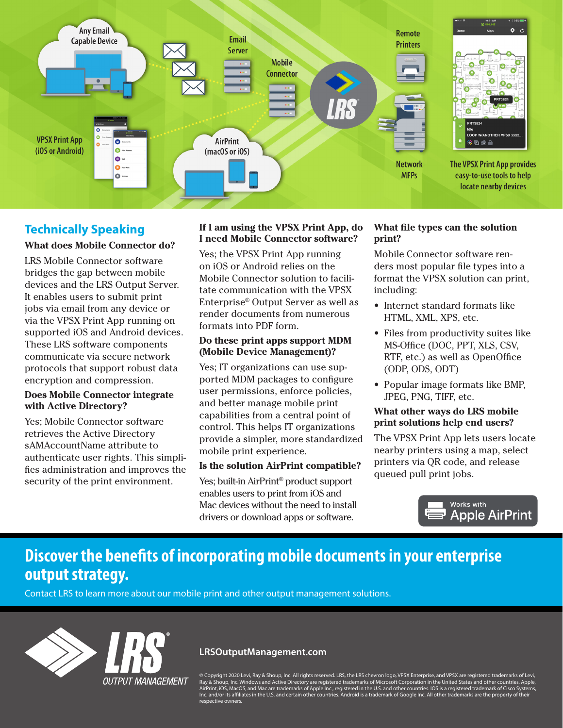Any Email Capable Device

Email Server

Mobile Connector

Remote Printers

VPSX Print App (iOS or Android)

AirPrint (macOS or iOS)

Network MFPs

The VPSX Print App provides easy-to-use tools to help locate nearby devices

## Technically Speaking

### What does Mobile Connector do?

LRS Mobile Connector software bridges the gap between mobile devices and the LRS Output Server. It enables users to submit print jobs via email from any device or via the VPSX Print App running on supported iOS and Android devices. These LRS software components communicate via secure network protocols that support robust data encryption and compression.

### Does Mobile Connector integrate with Active Directory?

Yes; Mobile Connector software retrieves the Active Directory sAMAccountName attribute to authenticate user rights. This simplifies administration and improves the security of the print environment.

### If I am using the VPSX Print App, do I need Mobile Connector software?

Yes; the VPSX Print App running on iOS or Android relies on the Mobile Connector solution to facilitate communication with the VPSX Enterprise® Output Server as well as render documents from numerous formats into PDF form.

### Do these print apps support MDM (Mobile Device Management)?

Yes; IT organizations can use supported MDM packages to configure user permissions, enforce policies, and better manage mobile print capabilities from a central point of control. This helps IT organizations provide a simpler, more standardized mobile print experience.

### Is the solution AirPrint compatible?

Yes; built-in AirPrint® product support enables users to print from iOS and Mac devices without the need to install drivers or download apps or software.

### What file types can the solution print?

Mobile Connector software renders most popular file types into a format the VPSX solution can print, including:

- Internet standard formats like HTML, XML, XPS, etc.
- Files from productivity suites like MS-Office (DOC, PPT, XLS, CSV, RTF, etc.) as well as OpenOffice (ODP, ODS, ODT)
- Popular image formats like BMP, JPEG, PNG, TIFF, etc.

### What other ways do LRS mobile print solutions help end users?

The VPSX Print App lets users locate nearby printers using a map, select printers via QR code, and release queued pull print jobs.

Works with Apple AirPrint

## Discover the benefits of incorporating mobile documents in your enterprise output strategy.

Contact LRS to learn more about our mobile print and other output management solutions.

LRS® OUTPUT MANAGEMENT

LRSOutputManagement.com

© Copyright 2020 Levi, Ray & Shoup, Inc. All rights reserved. LRS, the LRS chevron logo, VPSX Enterprise, and VPSX are registered trademarks of Levi, Ray & Shoup, Inc. Windows and Active Directory are registered trademarks of Microsoft Corporation in the United States and other countries. Apple, AirPrint, iOS, MacOS, and Mac are trademarks of Apple Inc., registered in the U.S. and other countries. IOS is a registered trademark of Cisco Systems, Inc. and/or its affiliates in the U.S. and certain other countries. Android is a trademark of Google Inc. All other trademarks are the property of their respective owners.